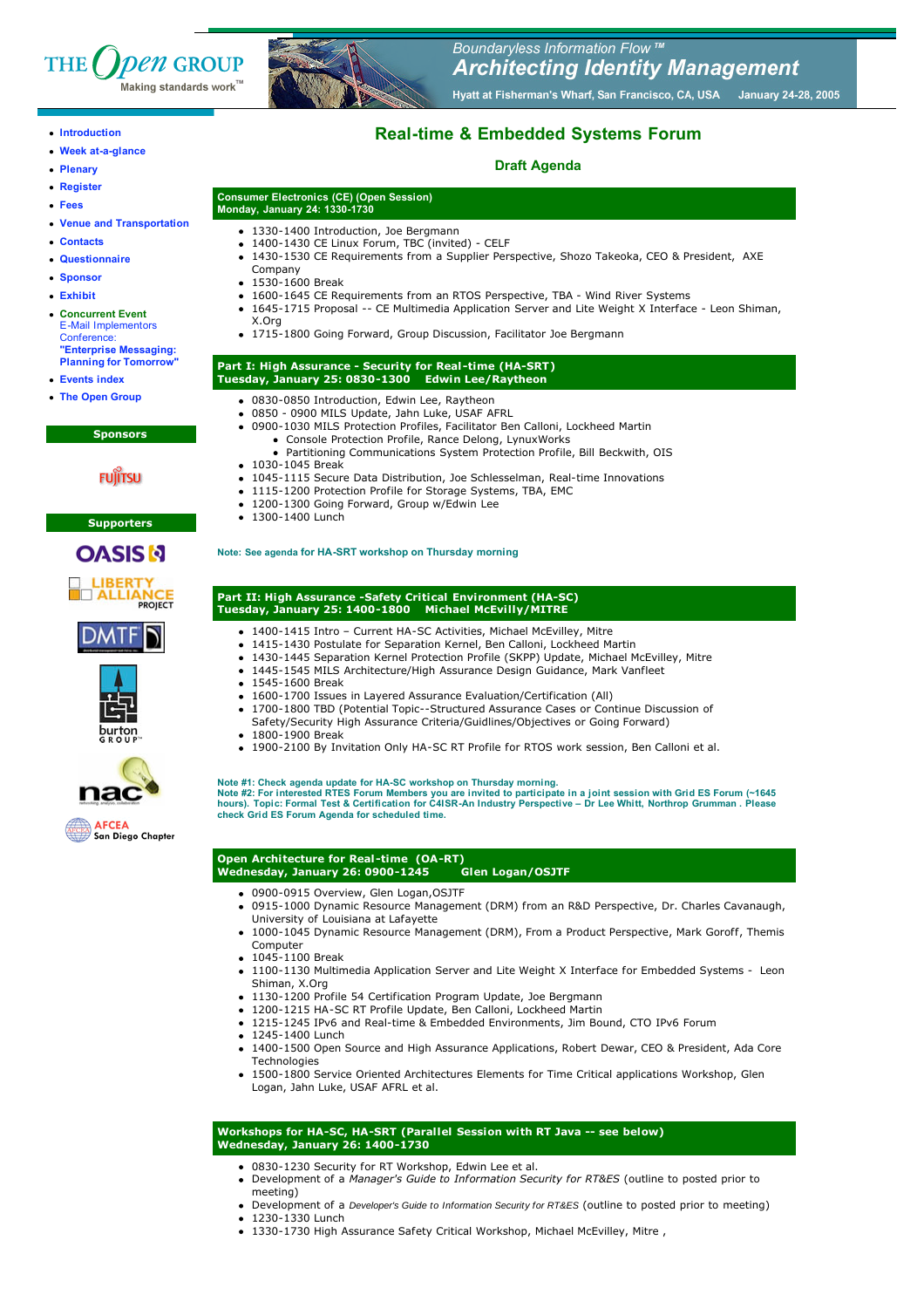THE Open GROUP
Making standards work™

*Boundaryless Information Flow™*
***Architecting Identity Management***
**Hyatt at Fisherman's Wharf, San Francisco, CA, USA January 24-28, 2005**

- Introduction
- Week at-a-glance
- Plenary
- Register
- Fees
- Venue and Transportation
- Contacts
- Questionnaire
- Sponsor
- Exhibit
- Concurrent Event
  E-Mail Implementors Conference:
  **"Enterprise Messaging: Planning for Tomorrow"**
- Events index
- The Open Group

**Sponsors**

**Supporters**

# Real-time & Embedded Systems Forum

## Draft Agenda

**Consumer Electronics (CE) (Open Session)**
**Monday, January 24: 1330-1730**

- 1330-1400 Introduction, Joe Bergmann
- 1400-1430 CE Linux Forum, TBC (invited) - CELF
- 1430-1530 CE Requirements from a Supplier Perspective, Shozo Takeoka, CEO & President, AXE Company
- 1530-1600 Break
- 1600-1645 CE Requirements from an RTOS Perspective, TBA - Wind River Systems
- 1645-1715 Proposal -- CE Multimedia Application Server and Lite Weight X Interface - Leon Shiman, X.Org
- 1715-1800 Going Forward, Group Discussion, Facilitator Joe Bergmann

**Part I: High Assurance - Security for Real-time (HA-SRT)**
**Tuesday, January 25: 0830-1300 Edwin Lee/Raytheon**

- 0830-0850 Introduction, Edwin Lee, Raytheon
- 0850 - 0900 MILS Update, Jahn Luke, USAF AFRL
- 0900-1030 MILS Protection Profiles, Facilitator Ben Calloni, Lockheed Martin
  - Console Protection Profile, Rance Delong, LynuxWorks
  - Partitioning Communications System Protection Profile, Bill Beckwith, OIS
- 1030-1045 Break
- 1045-1115 Secure Data Distribution, Joe Schlesselman, Real-time Innovations
- 1115-1200 Protection Profile for Storage Systems, TBA, EMC
- 1200-1300 Going Forward, Group w/Edwin Lee
- 1300-1400 Lunch

**Note: See agenda for HA-SRT workshop on Thursday morning**

**Part II: High Assurance -Safety Critical Environment (HA-SC)**
**Tuesday, January 25: 1400-1800 Michael McEvilly/MITRE**

- 1400-1415 Intro – Current HA-SC Activities, Michael McEvilley, Mitre
- 1415-1430 Postulate for Separation Kernel, Ben Calloni, Lockheed Martin
- 1430-1445 Separation Kernel Protection Profile (SKPP) Update, Michael McEvilley, Mitre
- 1445-1545 MILS Architecture/High Assurance Design Guidance, Mark Vanfleet
- 1545-1600 Break
- 1600-1700 Issues in Layered Assurance Evaluation/Certification (All)
- 1700-1800 TBD (Potential Topic--Structured Assurance Cases or Continue Discussion of Safety/Security High Assurance Criteria/Guidlines/Objectives or Going Forward)
- 1800-1900 Break
- 1900-2100 By Invitation Only HA-SC RT Profile for RTOS work session, Ben Calloni et al.

**Note #1: Check agenda update for HA-SC workshop on Thursday morning.**
**Note #2: For interested RTES Forum Members you are invited to participate in a joint session with Grid ES Forum (~1645 hours). Topic: Formal Test & Certification for C4ISR-An Industry Perspective – Dr Lee Whitt, Northrop Grumman . Please check Grid ES Forum Agenda for scheduled time.**

**Open Architecture for Real-time (OA-RT)**
**Wednesday, January 26: 0900-1245 Glen Logan/OSJTF**

- 0900-0915 Overview, Glen Logan,OSJTF
- 0915-1000 Dynamic Resource Management (DRM) from an R&D Perspective, Dr. Charles Cavanaugh, University of Louisiana at Lafayette
- 1000-1045 Dynamic Resource Management (DRM), From a Product Perspective, Mark Goroff, Themis Computer
- 1045-1100 Break
- 1100-1130 Multimedia Application Server and Lite Weight X Interface for Embedded Systems - Leon Shiman, X.Org
- 1130-1200 Profile 54 Certification Program Update, Joe Bergmann
- 1200-1215 HA-SC RT Profile Update, Ben Calloni, Lockheed Martin
- 1215-1245 IPv6 and Real-time & Embedded Environments, Jim Bound, CTO IPv6 Forum
- 1245-1400 Lunch
- 1400-1500 Open Source and High Assurance Applications, Robert Dewar, CEO & President, Ada Core Technologies
- 1500-1800 Service Oriented Architectures Elements for Time Critical applications Workshop, Glen Logan, Jahn Luke, USAF AFRL et al.

**Workshops for HA-SC, HA-SRT (Parallel Session with RT Java -- see below)**
**Wednesday, January 26: 1400-1730**

- 0830-1230 Security for RT Workshop, Edwin Lee et al.
- Development of a *Manager's Guide to Information Security for RT&ES* (outline to posted prior to meeting)
- Development of a *Developer's Guide to Information Security for RT&ES* (outline to posted prior to meeting)
- 1230-1330 Lunch
- 1330-1730 High Assurance Safety Critical Workshop, Michael McEvilley, Mitre ,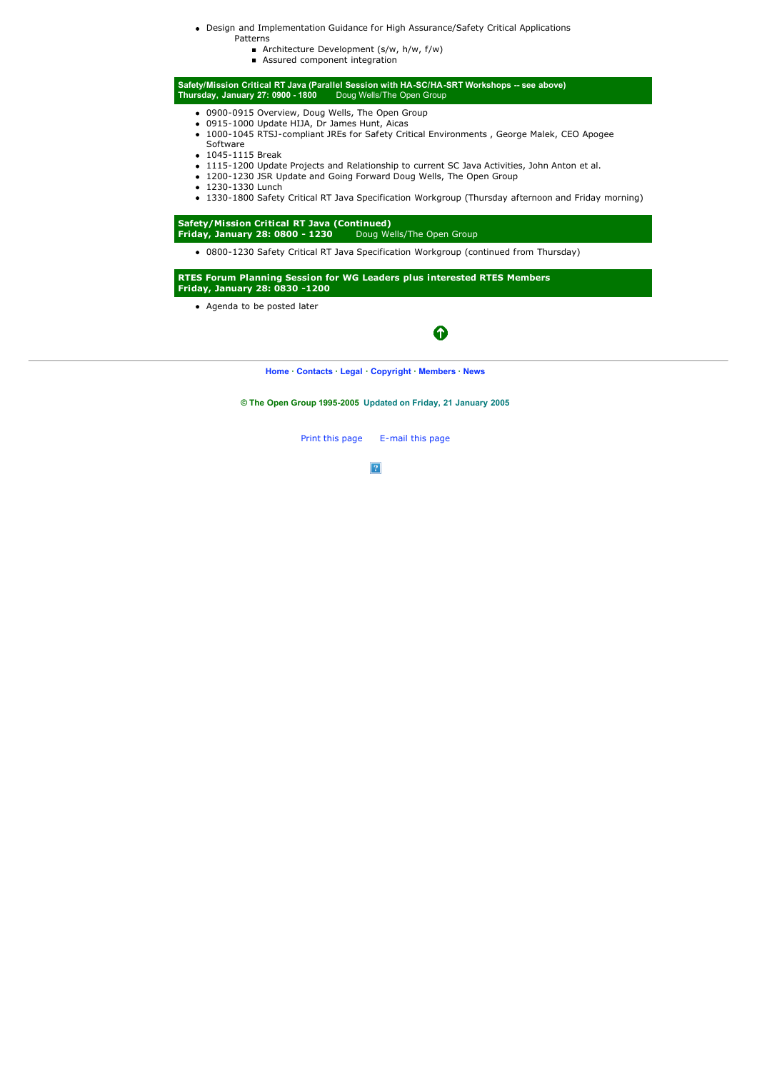- Design and Implementation Guidance for High Assurance/Safety Critical Applications
  Patterns
  - Architecture Development (s/w, h/w, f/w)
  - Assured component integration

**Safety/Mission Critical RT Java (Parallel Session with HA-SC/HA-SRT Workshops -- see above)**
**Thursday, January 27: 0900 - 1800** Doug Wells/The Open Group

- 0900-0915 Overview, Doug Wells, The Open Group
- 0915-1000 Update HIJA, Dr James Hunt, Aicas
- 1000-1045 RTSJ-compliant JREs for Safety Critical Environments , George Malek, CEO Apogee Software
- 1045-1115 Break
- 1115-1200 Update Projects and Relationship to current SC Java Activities, John Anton et al.
- 1200-1230 JSR Update and Going Forward Doug Wells, The Open Group
- 1230-1330 Lunch
- 1330-1800 Safety Critical RT Java Specification Workgroup (Thursday afternoon and Friday morning)

**Safety/Mission Critical RT Java (Continued)**
**Friday, January 28: 0800 - 1230** Doug Wells/The Open Group

- 0800-1230 Safety Critical RT Java Specification Workgroup (continued from Thursday)

**RTES Forum Planning Session for WG Leaders plus interested RTES Members**
**Friday, January 28: 0830 -1200**

- Agenda to be posted later

---

**Home** · **Contacts** · **Legal** · **Copyright** · **Members** · **News**

**© The Open Group 1995-2005 Updated on Friday, 21 January 2005**

Print this page E-mail this page